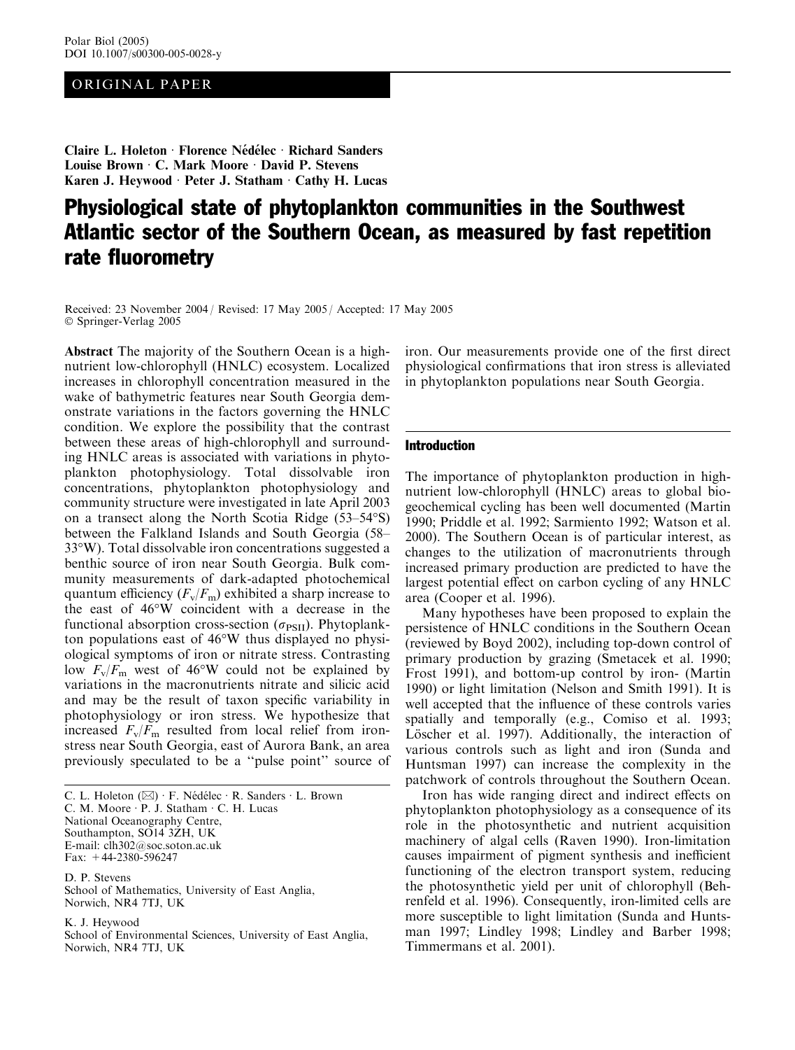ORIGINAL PAPER

Claire L. Holeton · Florence Nédélec · Richard Sanders · Louise Brown · C. Mark Moore · David P. Stevens · Karen J. Heywood · Peter J. Statham · Cathy H. Lucas

# Physiological state of phytoplankton communities in the Southwest Atlantic sector of the Southern Ocean, as measured by fast repetition rate fluorometry

Received: 23 November 2004 / Revised: 17 May 2005 / Accepted: 17 May 2005
© Springer-Verlag 2005

**Abstract** The majority of the Southern Ocean is a high-nutrient low-chlorophyll (HNLC) ecosystem. Localized increases in chlorophyll concentration measured in the wake of bathymetric features near South Georgia demonstrate variations in the factors governing the HNLC condition. We explore the possibility that the contrast between these areas of high-chlorophyll and surrounding HNLC areas is associated with variations in phytoplankton photophysiology. Total dissolvable iron concentrations, phytoplankton photophysiology and community structure were investigated in late April 2003 on a transect along the North Scotia Ridge (53–54°S) between the Falkland Islands and South Georgia (58–33°W). Total dissolvable iron concentrations suggested a benthic source of iron near South Georgia. Bulk community measurements of dark-adapted photochemical quantum efficiency ($F_v/F_m$) exhibited a sharp increase to the east of 46°W coincident with a decrease in the functional absorption cross-section ($\sigma_{PSII}$). Phytoplankton populations east of 46°W thus displayed no physiological symptoms of iron or nitrate stress. Contrasting low $F_v/F_m$ west of 46°W could not be explained by variations in the macronutrients nitrate and silicic acid and may be the result of taxon specific variability in photophysiology or iron stress. We hypothesize that increased $F_v/F_m$ resulted from local relief from iron-stress near South Georgia, east of Aurora Bank, an area previously speculated to be a "pulse point" source of iron. Our measurements provide one of the first direct physiological confirmations that iron stress is alleviated in phytoplankton populations near South Georgia.

C. L. Holeton (✉) · F. Nédélec · R. Sanders · L. Brown
C. M. Moore · P. J. Statham · C. H. Lucas
National Oceanography Centre,
Southampton, SO14 3ZH, UK
E-mail: clh302@soc.soton.ac.uk
Fax: +44-2380-596247

D. P. Stevens
School of Mathematics, University of East Anglia,
Norwich, NR4 7TJ, UK

K. J. Heywood
School of Environmental Sciences, University of East Anglia,
Norwich, NR4 7TJ, UK

## Introduction

The importance of phytoplankton production in high-nutrient low-chlorophyll (HNLC) areas to global biogeochemical cycling has been well documented (Martin 1990; Priddle et al. 1992; Sarmiento 1992; Watson et al. 2000). The Southern Ocean is of particular interest, as changes to the utilization of macronutrients through increased primary production are predicted to have the largest potential effect on carbon cycling of any HNLC area (Cooper et al. 1996).

Many hypotheses have been proposed to explain the persistence of HNLC conditions in the Southern Ocean (reviewed by Boyd 2002), including top-down control of primary production by grazing (Smetacek et al. 1990; Frost 1991), and bottom-up control by iron- (Martin 1990) or light limitation (Nelson and Smith 1991). It is well accepted that the influence of these controls varies spatially and temporally (e.g., Comiso et al. 1993; Löscher et al. 1997). Additionally, the interaction of various controls such as light and iron (Sunda and Huntsman 1997) can increase the complexity in the patchwork of controls throughout the Southern Ocean.

Iron has wide ranging direct and indirect effects on phytoplankton photophysiology as a consequence of its role in the photosynthetic and nutrient acquisition machinery of algal cells (Raven 1990). Iron-limitation causes impairment of pigment synthesis and inefficient functioning of the electron transport system, reducing the photosynthetic yield per unit of chlorophyll (Behrenfeld et al. 1996). Consequently, iron-limited cells are more susceptible to light limitation (Sunda and Huntsman 1997; Lindley 1998; Lindley and Barber 1998; Timmermans et al. 2001).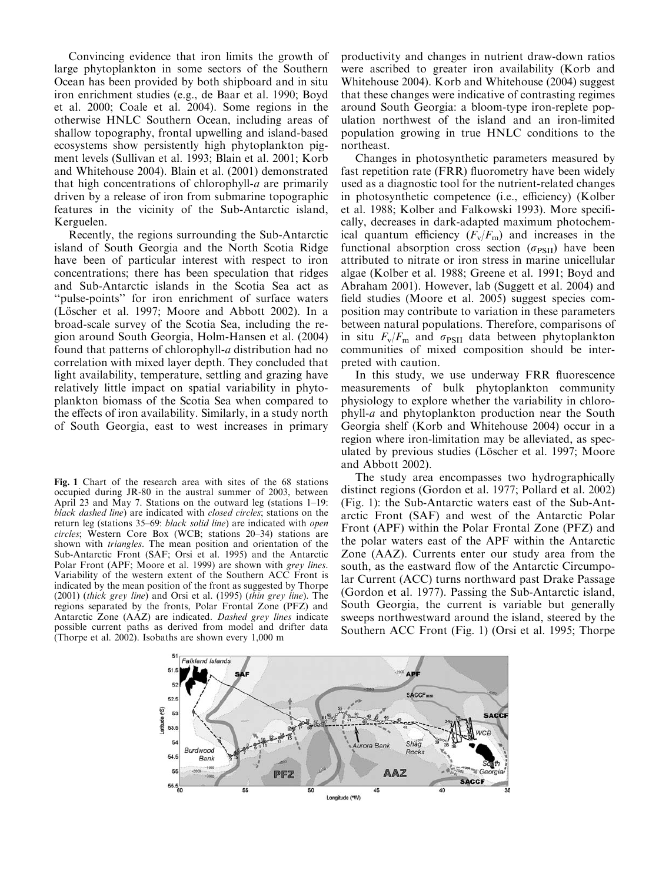Convincing evidence that iron limits the growth of large phytoplankton in some sectors of the Southern Ocean has been provided by both shipboard and in situ iron enrichment studies (e.g., de Baar et al. 1990; Boyd et al. 2000; Coale et al. 2004). Some regions in the otherwise HNLC Southern Ocean, including areas of shallow topography, frontal upwelling and island-based ecosystems show persistently high phytoplankton pigment levels (Sullivan et al. 1993; Blain et al. 2001; Korb and Whitehouse 2004). Blain et al. (2001) demonstrated that high concentrations of chlorophyll-*a* are primarily driven by a release of iron from submarine topographic features in the vicinity of the Sub-Antarctic island, Kerguelen.

Recently, the regions surrounding the Sub-Antarctic island of South Georgia and the North Scotia Ridge have been of particular interest with respect to iron concentrations; there has been speculation that ridges and Sub-Antarctic islands in the Scotia Sea act as "pulse-points" for iron enrichment of surface waters (Löscher et al. 1997; Moore and Abbott 2002). In a broad-scale survey of the Scotia Sea, including the region around South Georgia, Holm-Hansen et al. (2004) found that patterns of chlorophyll-*a* distribution had no correlation with mixed layer depth. They concluded that light availability, temperature, settling and grazing have relatively little impact on spatial variability in phytoplankton biomass of the Scotia Sea when compared to the effects of iron availability. Similarly, in a study north of South Georgia, east to west increases in primary productivity and changes in nutrient draw-down ratios were ascribed to greater iron availability (Korb and Whitehouse 2004). Korb and Whitehouse (2004) suggest that these changes were indicative of contrasting regimes around South Georgia: a bloom-type iron-replete population northwest of the island and an iron-limited population growing in true HNLC conditions to the northeast.

Changes in photosynthetic parameters measured by fast repetition rate (FRR) fluorometry have been widely used as a diagnostic tool for the nutrient-related changes in photosynthetic competence (i.e., efficiency) (Kolber et al. 1988; Kolber and Falkowski 1993). More specifically, decreases in dark-adapted maximum photochemical quantum efficiency ($F_v/F_m$) and increases in the functional absorption cross section ($\sigma_{PSII}$) have been attributed to nitrate or iron stress in marine unicellular algae (Kolber et al. 1988; Greene et al. 1991; Boyd and Abraham 2001). However, lab (Suggett et al. 2004) and field studies (Moore et al. 2005) suggest species composition may contribute to variation in these parameters between natural populations. Therefore, comparisons of in situ $F_v/F_m$ and $\sigma_{PSII}$ data between phytoplankton communities of mixed composition should be interpreted with caution.

In this study, we use underway FRR fluorescence measurements of bulk phytoplankton community physiology to explore whether the variability in chlorophyll-*a* and phytoplankton production near the South Georgia shelf (Korb and Whitehouse 2004) occur in a region where iron-limitation may be alleviated, as speculated by previous studies (Löscher et al. 1997; Moore and Abbott 2002).

The study area encompasses two hydrographically distinct regions (Gordon et al. 1977; Pollard et al. 2002) (Fig. 1): the Sub-Antarctic waters east of the Sub-Antarctic Front (SAF) and west of the Antarctic Polar Front (APF) within the Polar Frontal Zone (PFZ) and the polar waters east of the APF within the Antarctic Zone (AAZ). Currents enter our study area from the south, as the eastward flow of the Antarctic Circumpolar Current (ACC) turns northward past Drake Passage (Gordon et al. 1977). Passing the Sub-Antarctic island, South Georgia, the current is variable but generally sweeps northwestward around the island, steered by the Southern ACC Front (Fig. 1) (Orsi et al. 1995; Thorpe

**Fig. 1** Chart of the research area with sites of the 68 stations occupied during JR-80 in the austral summer of 2003, between April 23 and May 7. Stations on the outward leg (stations 1–19: *black dashed line*) are indicated with *closed circles*; stations on the return leg (stations 35–69: *black solid line*) are indicated with *open circles*; Western Core Box (WCB; stations 20–34) stations are shown with *triangles*. The mean position and orientation of the Sub-Antarctic Front (SAF; Orsi et al. 1995) and the Antarctic Polar Front (APF; Moore et al. 1999) are shown with *grey lines*. Variability of the western extent of the Southern ACC Front is indicated by the mean position of the front as suggested by Thorpe (2001) (*thick grey line*) and Orsi et al. (1995) (*thin grey line*). The regions separated by the fronts, Polar Frontal Zone (PFZ) and Antarctic Zone (AAZ) are indicated. *Dashed grey lines* indicate possible current paths as derived from model and drifter data (Thorpe et al. 2002). Isobaths are shown every 1,000 m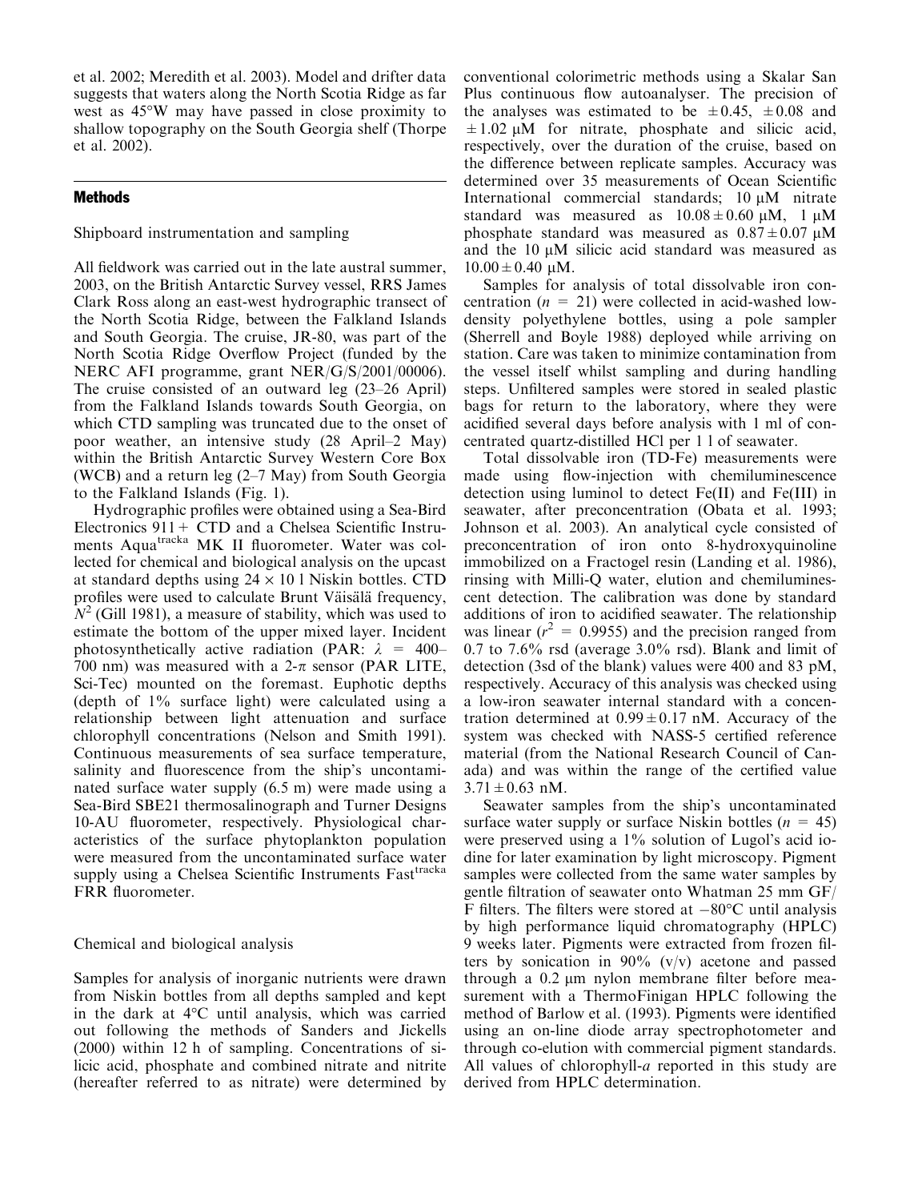et al. 2002; Meredith et al. 2003). Model and drifter data suggests that waters along the North Scotia Ridge as far west as 45°W may have passed in close proximity to shallow topography on the South Georgia shelf (Thorpe et al. 2002).

## Methods

### Shipboard instrumentation and sampling

All fieldwork was carried out in the late austral summer, 2003, on the British Antarctic Survey vessel, RRS James Clark Ross along an east-west hydrographic transect of the North Scotia Ridge, between the Falkland Islands and South Georgia. The cruise, JR-80, was part of the North Scotia Ridge Overflow Project (funded by the NERC AFI programme, grant NER/G/S/2001/00006). The cruise consisted of an outward leg (23–26 April) from the Falkland Islands towards South Georgia, on which CTD sampling was truncated due to the onset of poor weather, an intensive study (28 April–2 May) within the British Antarctic Survey Western Core Box (WCB) and a return leg (2–7 May) from South Georgia to the Falkland Islands (Fig. 1).

Hydrographic profiles were obtained using a Sea-Bird Electronics 911+ CTD and a Chelsea Scientific Instruments Aqua$^{tracka}$ MK II fluorometer. Water was collected for chemical and biological analysis on the upcast at standard depths using 24 × 10 l Niskin bottles. CTD profiles were used to calculate Brunt Väisälä frequency, $N^2$ (Gill 1981), a measure of stability, which was used to estimate the bottom of the upper mixed layer. Incident photosynthetically active radiation (PAR: $\lambda$ = 400–700 nm) was measured with a 2-$\pi$ sensor (PAR LITE, Sci-Tec) mounted on the foremast. Euphotic depths (depth of 1% surface light) were calculated using a relationship between light attenuation and surface chlorophyll concentrations (Nelson and Smith 1991). Continuous measurements of sea surface temperature, salinity and fluorescence from the ship's uncontaminated surface water supply (6.5 m) were made using a Sea-Bird SBE21 thermosalinograph and Turner Designs 10-AU fluorometer, respectively. Physiological characteristics of the surface phytoplankton population were measured from the uncontaminated surface water supply using a Chelsea Scientific Instruments Fast$^{tracka}$ FRR fluorometer.

### Chemical and biological analysis

Samples for analysis of inorganic nutrients were drawn from Niskin bottles from all depths sampled and kept in the dark at 4°C until analysis, which was carried out following the methods of Sanders and Jickells (2000) within 12 h of sampling. Concentrations of silicic acid, phosphate and combined nitrate and nitrite (hereafter referred to as nitrate) were determined by conventional colorimetric methods using a Skalar San Plus continuous flow autoanalyser. The precision of the analyses was estimated to be ±0.45, ±0.08 and ±1.02 μM for nitrate, phosphate and silicic acid, respectively, over the duration of the cruise, based on the difference between replicate samples. Accuracy was determined over 35 measurements of Ocean Scientific International commercial standards; 10 μM nitrate standard was measured as 10.08 ± 0.60 μM, 1 μM phosphate standard was measured as 0.87 ± 0.07 μM and the 10 μM silicic acid standard was measured as 10.00 ± 0.40 μM.

Samples for analysis of total dissolvable iron concentration ($n$ = 21) were collected in acid-washed low-density polyethylene bottles, using a pole sampler (Sherrell and Boyle 1988) deployed while arriving on station. Care was taken to minimize contamination from the vessel itself whilst sampling and during handling steps. Unfiltered samples were stored in sealed plastic bags for return to the laboratory, where they were acidified several days before analysis with 1 ml of concentrated quartz-distilled HCl per 1 l of seawater.

Total dissolvable iron (TD-Fe) measurements were made using flow-injection with chemiluminescence detection using luminol to detect Fe(II) and Fe(III) in seawater, after preconcentration (Obata et al. 1993; Johnson et al. 2003). An analytical cycle consisted of preconcentration of iron onto 8-hydroxyquinoline immobilized on a Fractogel resin (Landing et al. 1986), rinsing with Milli-Q water, elution and chemiluminescent detection. The calibration was done by standard additions of iron to acidified seawater. The relationship was linear ($r^2$ = 0.9955) and the precision ranged from 0.7 to 7.6% rsd (average 3.0% rsd). Blank and limit of detection (3sd of the blank) values were 400 and 83 pM, respectively. Accuracy of this analysis was checked using a low-iron seawater internal standard with a concentration determined at 0.99 ± 0.17 nM. Accuracy of the system was checked with NASS-5 certified reference material (from the National Research Council of Canada) and was within the range of the certified value 3.71 ± 0.63 nM.

Seawater samples from the ship's uncontaminated surface water supply or surface Niskin bottles ($n$ = 45) were preserved using a 1% solution of Lugol's acid iodine for later examination by light microscopy. Pigment samples were collected from the same water samples by gentle filtration of seawater onto Whatman 25 mm GF/F filters. The filters were stored at −80°C until analysis by high performance liquid chromatography (HPLC) 9 weeks later. Pigments were extracted from frozen filters by sonication in 90% (v/v) acetone and passed through a 0.2 μm nylon membrane filter before measurement with a ThermoFinigan HPLC following the method of Barlow et al. (1993). Pigments were identified using an on-line diode array spectrophotometer and through co-elution with commercial pigment standards. All values of chlorophyll-*a* reported in this study are derived from HPLC determination.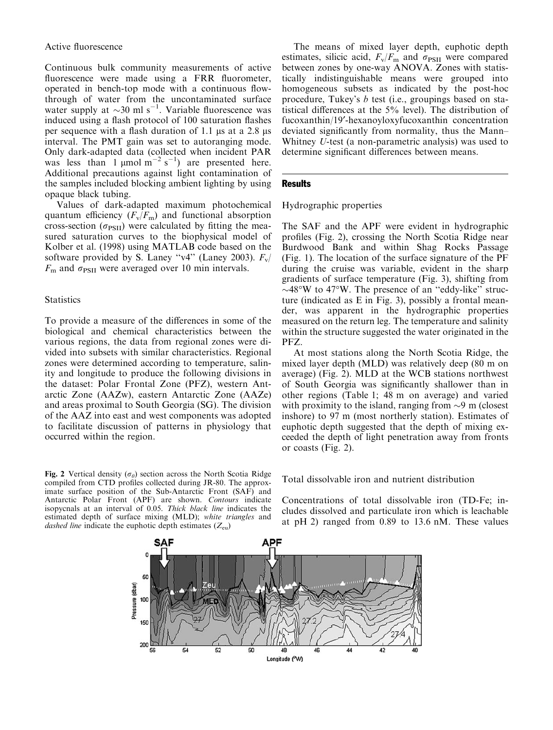Active fluorescence

Continuous bulk community measurements of active fluorescence were made using a FRR fluorometer, operated in bench-top mode with a continuous flow-through of water from the uncontaminated surface water supply at $\sim$30 ml $s^{-1}$. Variable fluorescence was induced using a flash protocol of 100 saturation flashes per sequence with a flash duration of 1.1 μs at a 2.8 μs interval. The PMT gain was set to autoranging mode. Only dark-adapted data (collected when incident PAR was less than 1 μmol $m^{-2}$ $s^{-1}$) are presented here. Additional precautions against light contamination of the samples included blocking ambient lighting by using opaque black tubing.

Values of dark-adapted maximum photochemical quantum efficiency ($F_v/F_m$) and functional absorption cross-section ($\sigma_{PSII}$) were calculated by fitting the measured saturation curves to the biophysical model of Kolber et al. (1998) using MATLAB code based on the software provided by S. Laney "v4" (Laney 2003). $F_v/F_m$ and $\sigma_{PSII}$ were averaged over 10 min intervals.

Statistics

To provide a measure of the differences in some of the biological and chemical characteristics between the various regions, the data from regional zones were divided into subsets with similar characteristics. Regional zones were determined according to temperature, salinity and longitude to produce the following divisions in the dataset: Polar Frontal Zone (PFZ), western Antarctic Zone (AAZw), eastern Antarctic Zone (AAZe) and areas proximal to South Georgia (SG). The division of the AAZ into east and west components was adopted to facilitate discussion of patterns in physiology that occurred within the region.

The means of mixed layer depth, euphotic depth estimates, silicic acid, $F_v/F_m$ and $\sigma_{PSII}$ were compared between zones by one-way ANOVA. Zones with statistically indistinguishable means were grouped into homogeneous subsets as indicated by the post-hoc procedure, Tukey's *b* test (i.e., groupings based on statistical differences at the 5% level). The distribution of fucoxanthin/19′-hexanoyloxyfucoxanthin concentration deviated significantly from normality, thus the Mann–Whitney *U*-test (a non-parametric analysis) was used to determine significant differences between means.

## Results

Hydrographic properties

The SAF and the APF were evident in hydrographic profiles (Fig. 2), crossing the North Scotia Ridge near Burdwood Bank and within Shag Rocks Passage (Fig. 1). The location of the surface signature of the PF during the cruise was variable, evident in the sharp gradients of surface temperature (Fig. 3), shifting from $\sim$48°W to 47°W. The presence of an "eddy-like" structure (indicated as E in Fig. 3), possibly a frontal meander, was apparent in the hydrographic properties measured on the return leg. The temperature and salinity within the structure suggested the water originated in the PFZ.

At most stations along the North Scotia Ridge, the mixed layer depth (MLD) was relatively deep (80 m on average) (Fig. 2). MLD at the WCB stations northwest of South Georgia was significantly shallower than in other regions (Table 1; 48 m on average) and varied with proximity to the island, ranging from $\sim$9 m (closest inshore) to 97 m (most northerly station). Estimates of euphotic depth suggested that the depth of mixing exceeded the depth of light penetration away from fronts or coasts (Fig. 2).

**Fig. 2** Vertical density ($\sigma_\theta$) section across the North Scotia Ridge compiled from CTD profiles collected during JR-80. The approximate surface position of the Sub-Antarctic Front (SAF) and Antarctic Polar Front (APF) are shown. *Contours* indicate isopycnals at an interval of 0.05. *Thick black line* indicates the estimated depth of surface mixing (MLD); *white triangles* and *dashed line* indicate the euphotic depth estimates ($Z_{eu}$)

Total dissolvable iron and nutrient distribution

Concentrations of total dissolvable iron (TD-Fe; includes dissolved and particulate iron which is leachable at pH 2) ranged from 0.89 to 13.6 nM. These values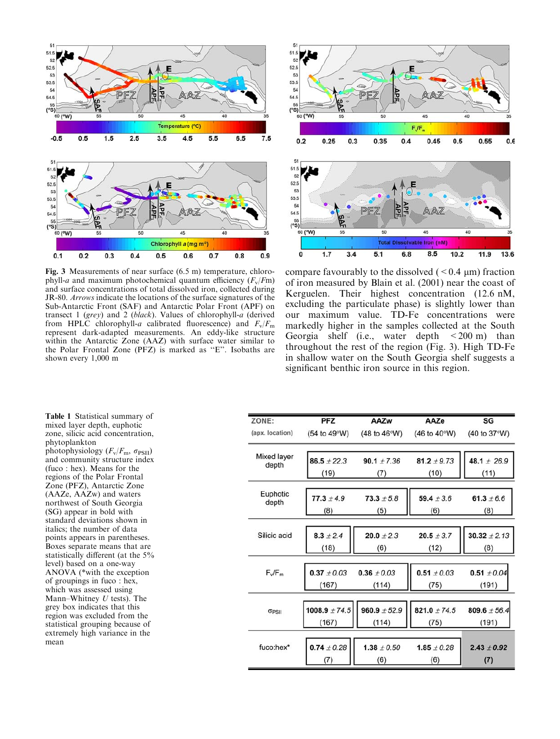Fig. 3 Measurements of near surface (6.5 m) temperature, chlorophyll-*a* and maximum photochemical quantum efficiency ($F_v/Fm$) and surface concentrations of total dissolved iron, collected during JR-80. *Arrows* indicate the locations of the surface signatures of the Sub-Antarctic Front (SAF) and Antarctic Polar Front (APF) on transect 1 (*grey*) and 2 (*black*). Values of chlorophyll-*a* (derived from HPLC chlorophyll-*a* calibrated fluorescence) and $F_v/F_m$ represent dark-adapted measurements. An eddy-like structure within the Antarctic Zone (AAZ) with surface water similar to the Polar Frontal Zone (PFZ) is marked as "E". Isobaths are shown every 1,000 m

compare favourably to the dissolved (< 0.4 μm) fraction of iron measured by Blain et al. (2001) near the coast of Kerguelen. Their highest concentration (12.6 nM, excluding the particulate phase) is slightly lower than our maximum value. TD-Fe concentrations were markedly higher in the samples collected at the South Georgia shelf (i.e., water depth < 200 m) than throughout the rest of the region (Fig. 3). High TD-Fe in shallow water on the South Georgia shelf suggests a significant benthic iron source in this region.

**Table 1** Statistical summary of mixed layer depth, euphotic zone, silicic acid concentration, phytoplankton photophysiology ($F_v/F_m$, $\sigma_{PSII}$) and community structure index (fuco : hex). Means for the regions of the Polar Frontal Zone (PFZ), Antarctic Zone (AAZe, AAZw) and waters northwest of South Georgia (SG) appear in bold with standard deviations shown in italics; the number of data points appears in parentheses. Boxes separate means that are statistically different (at the 5% level) based on a one-way ANOVA (*with the exception of groupings in fuco : hex, which was assessed using Mann–Whitney *U* tests). The grey box indicates that this region was excluded from the statistical grouping because of extremely high variance in the mean

| ZONE: (apx. location) | PFZ (54 to 49°W) | AAZw (48 to 46°W) | AAZe (46 to 40°W) | SG (40 to 37°W) |
|---|---|---|---|---|
| Mixed layer depth | **86.5** ± *22.3* (19) | **90.1** ± *7.36* (7) | **81.2** ± *9.73* (10) | **48.1** ± *26.9* (11) |
| Euphotic depth | **77.3** ± *4.9* (8) | **73.3** ± *5.8* (5) | **59.4** ± *3.6* (6) | **61.3** ± *6.6* (8) |
| Silicic acid | **8.3** ± *2.4* (18) | **20.0** ± *2.3* (6) | **20.5** ± *3.7* (12) | **30.32** ± *2.13* (8) |
| $F_v/F_m$ | **0.37** ± *0.03* (167) | **0.36** ± *0.03* (114) | **0.51** ± *0.03* (75) | **0.51** ± *0.04* (191) |
| $\sigma_{PSII}$ | **1008.9** ± *74.5* (167) | **960.9** ± *52.9* (114) | **821.0** ± *74.5* (75) | **809.6** ± *56.4* (191) |
| fuco:hex* | **0.74** ± *0.28* (7) | **1.38** ± *0.50* (6) | **1.85** ± *0.28* (6) | **2.43** ± *0.92* (7) |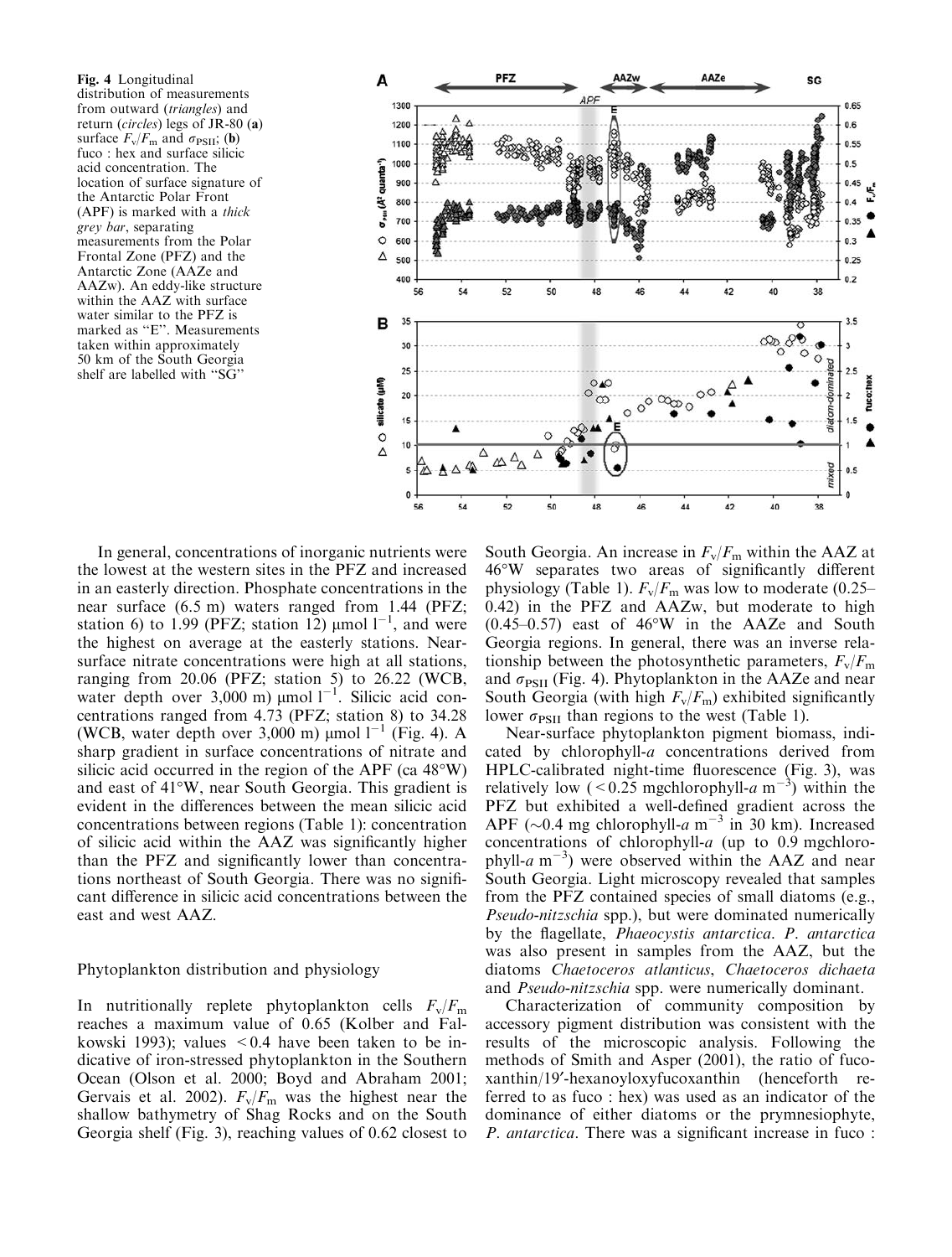Fig. 4 Longitudinal distribution of measurements from outward (*triangles*) and return (*circles*) legs of JR-80 (**a**) surface $F_v/F_m$ and $\sigma_{PSII}$; (**b**) fuco : hex and surface silicic acid concentration. The location of surface signature of the Antarctic Polar Front (APF) is marked with a *thick grey bar*, separating measurements from the Polar Frontal Zone (PFZ) and the Antarctic Zone (AAZe and AAZw). An eddy-like structure within the AAZ with surface water similar to the PFZ is marked as "E". Measurements taken within approximately 50 km of the South Georgia shelf are labelled with "SG"

In general, concentrations of inorganic nutrients were the lowest at the western sites in the PFZ and increased in an easterly direction. Phosphate concentrations in the near surface (6.5 m) waters ranged from 1.44 (PFZ; station 6) to 1.99 (PFZ; station 12) μmol $l^{-1}$, and were the highest on average at the easterly stations. Near-surface nitrate concentrations were high at all stations, ranging from 20.06 (PFZ; station 5) to 26.22 (WCB, water depth over 3,000 m) μmol $l^{-1}$. Silicic acid concentrations ranged from 4.73 (PFZ; station 8) to 34.28 (WCB, water depth over 3,000 m) μmol $l^{-1}$ (Fig. 4). A sharp gradient in surface concentrations of nitrate and silicic acid occurred in the region of the APF (ca 48°W) and east of 41°W, near South Georgia. This gradient is evident in the differences between the mean silicic acid concentrations between regions (Table 1): concentration of silicic acid within the AAZ was significantly higher than the PFZ and significantly lower than concentrations northeast of South Georgia. There was no significant difference in silicic acid concentrations between the east and west AAZ.

## Phytoplankton distribution and physiology

In nutritionally replete phytoplankton cells $F_v/F_m$ reaches a maximum value of 0.65 (Kolber and Falkowski 1993); values $<0.4$ have been taken to be indicative of iron-stressed phytoplankton in the Southern Ocean (Olson et al. 2000; Boyd and Abraham 2001; Gervais et al. 2002). $F_v/F_m$ was the highest near the shallow bathymetry of Shag Rocks and on the South Georgia shelf (Fig. 3), reaching values of 0.62 closest to South Georgia. An increase in $F_v/F_m$ within the AAZ at 46°W separates two areas of significantly different physiology (Table 1). $F_v/F_m$ was low to moderate (0.25–0.42) in the PFZ and AAZw, but moderate to high (0.45–0.57) east of 46°W in the AAZe and South Georgia regions. In general, there was an inverse relationship between the photosynthetic parameters, $F_v/F_m$ and $\sigma_{PSII}$ (Fig. 4). Phytoplankton in the AAZe and near South Georgia (with high $F_v/F_m$) exhibited significantly lower $\sigma_{PSII}$ than regions to the west (Table 1).

Near-surface phytoplankton pigment biomass, indicated by chlorophyll-*a* concentrations derived from HPLC-calibrated night-time fluorescence (Fig. 3), was relatively low ($<0.25$ mgchlorophyll-*a* $m^{-3}$) within the PFZ but exhibited a well-defined gradient across the APF (~0.4 mg chlorophyll-*a* $m^{-3}$ in 30 km). Increased concentrations of chlorophyll-*a* (up to 0.9 mgchlorophyll-*a* $m^{-3}$) were observed within the AAZ and near South Georgia. Light microscopy revealed that samples from the PFZ contained species of small diatoms (e.g., *Pseudo-nitzschia* spp.), but were dominated numerically by the flagellate, *Phaeocystis antarctica*. *P. antarctica* was also present in samples from the AAZ, but the diatoms *Chaetoceros atlanticus*, *Chaetoceros dichaeta* and *Pseudo-nitzschia* spp. were numerically dominant.

Characterization of community composition by accessory pigment distribution was consistent with the results of the microscopic analysis. Following the methods of Smith and Asper (2001), the ratio of fucoxanthin/19′-hexanoyloxyfucoxanthin (henceforth referred to as fuco : hex) was used as an indicator of the dominance of either diatoms or the prymnesiophyte, *P. antarctica*. There was a significant increase in fuco :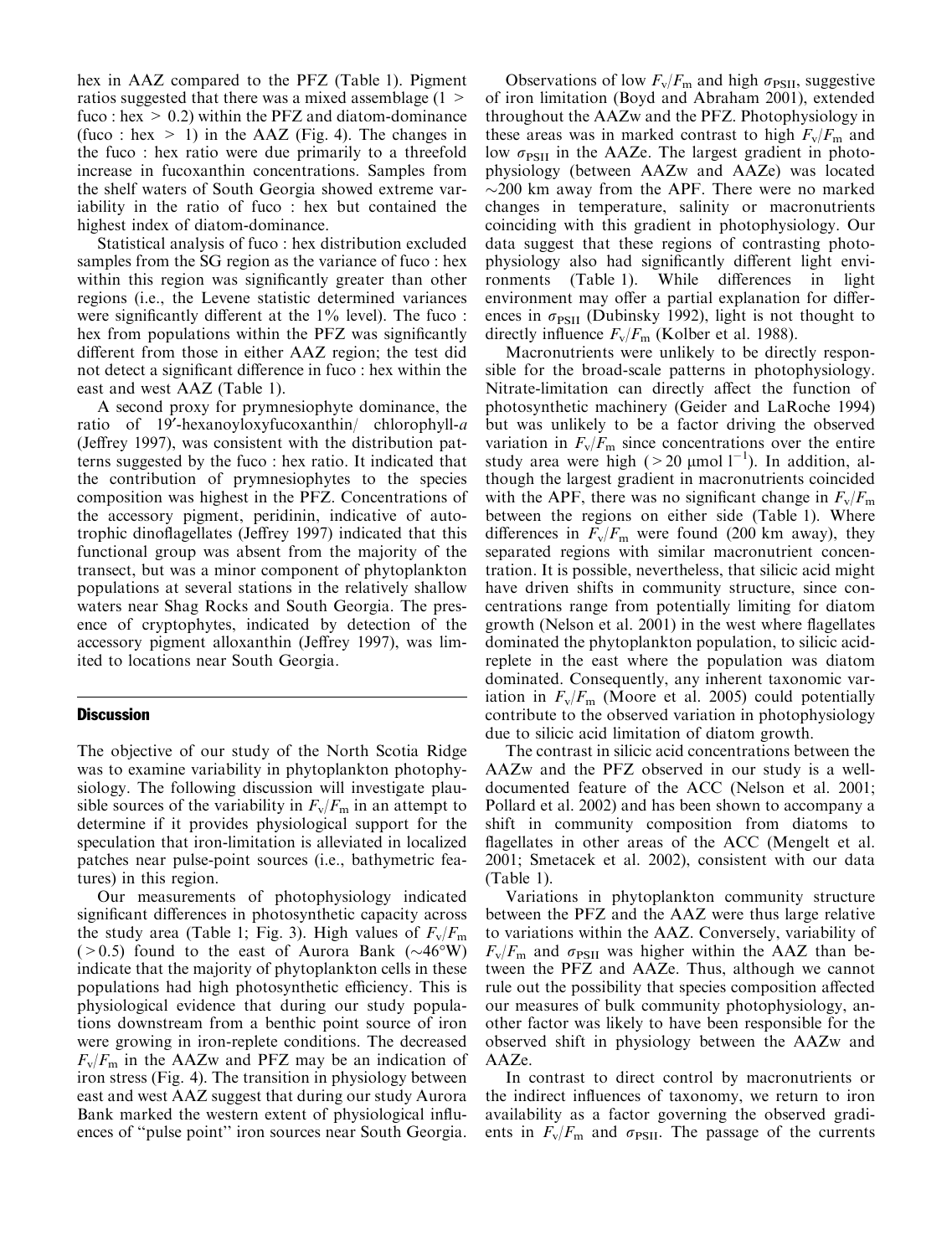hex in AAZ compared to the PFZ (Table 1). Pigment ratios suggested that there was a mixed assemblage ($1 >$ fuco : hex $> 0.2$) within the PFZ and diatom-dominance (fuco : hex $> 1$) in the AAZ (Fig. 4). The changes in the fuco : hex ratio were due primarily to a threefold increase in fucoxanthin concentrations. Samples from the shelf waters of South Georgia showed extreme variability in the ratio of fuco : hex but contained the highest index of diatom-dominance.

Statistical analysis of fuco : hex distribution excluded samples from the SG region as the variance of fuco : hex within this region was significantly greater than other regions (i.e., the Levene statistic determined variances were significantly different at the 1% level). The fuco : hex from populations within the PFZ was significantly different from those in either AAZ region; the test did not detect a significant difference in fuco : hex within the east and west AAZ (Table 1).

A second proxy for prymnesiophyte dominance, the ratio of 19′-hexanoyloxyfucoxanthin/ chlorophyll-*a* (Jeffrey 1997), was consistent with the distribution patterns suggested by the fuco : hex ratio. It indicated that the contribution of prymnesiophytes to the species composition was highest in the PFZ. Concentrations of the accessory pigment, peridinin, indicative of autotrophic dinoflagellates (Jeffrey 1997) indicated that this functional group was absent from the majority of the transect, but was a minor component of phytoplankton populations at several stations in the relatively shallow waters near Shag Rocks and South Georgia. The presence of cryptophytes, indicated by detection of the accessory pigment alloxanthin (Jeffrey 1997), was limited to locations near South Georgia.

## Discussion

The objective of our study of the North Scotia Ridge was to examine variability in phytoplankton photophysiology. The following discussion will investigate plausible sources of the variability in $F_v/F_m$ in an attempt to determine if it provides physiological support for the speculation that iron-limitation is alleviated in localized patches near pulse-point sources (i.e., bathymetric features) in this region.

Our measurements of photophysiology indicated significant differences in photosynthetic capacity across the study area (Table 1; Fig. 3). High values of $F_v/F_m$ ($>0.5$) found to the east of Aurora Bank (~46°W) indicate that the majority of phytoplankton cells in these populations had high photosynthetic efficiency. This is physiological evidence that during our study populations downstream from a benthic point source of iron were growing in iron-replete conditions. The decreased $F_v/F_m$ in the AAZw and PFZ may be an indication of iron stress (Fig. 4). The transition in physiology between east and west AAZ suggest that during our study Aurora Bank marked the western extent of physiological influences of "pulse point" iron sources near South Georgia.

Observations of low $F_v/F_m$ and high $\sigma_{PSII}$, suggestive of iron limitation (Boyd and Abraham 2001), extended throughout the AAZw and the PFZ. Photophysiology in these areas was in marked contrast to high $F_v/F_m$ and low $\sigma_{PSII}$ in the AAZe. The largest gradient in photophysiology (between AAZw and AAZe) was located ~200 km away from the APF. There were no marked changes in temperature, salinity or macronutrients coinciding with this gradient in photophysiology. Our data suggest that these regions of contrasting photophysiology also had significantly different light environments (Table 1). While differences in light environment may offer a partial explanation for differences in $\sigma_{PSII}$ (Dubinsky 1992), light is not thought to directly influence $F_v/F_m$ (Kolber et al. 1988).

Macronutrients were unlikely to be directly responsible for the broad-scale patterns in photophysiology. Nitrate-limitation can directly affect the function of photosynthetic machinery (Geider and LaRoche 1994) but was unlikely to be a factor driving the observed variation in $F_v/F_m$ since concentrations over the entire study area were high ($>20$ μmol $l^{-1}$). In addition, although the largest gradient in macronutrients coincided with the APF, there was no significant change in $F_v/F_m$ between the regions on either side (Table 1). Where differences in $F_v/F_m$ were found (200 km away), they separated regions with similar macronutrient concentration. It is possible, nevertheless, that silicic acid might have driven shifts in community structure, since concentrations range from potentially limiting for diatom growth (Nelson et al. 2001) in the west where flagellates dominated the phytoplankton population, to silicic acid-replete in the east where the population was diatom dominated. Consequently, any inherent taxonomic variation in $F_v/F_m$ (Moore et al. 2005) could potentially contribute to the observed variation in photophysiology due to silicic acid limitation of diatom growth.

The contrast in silicic acid concentrations between the AAZw and the PFZ observed in our study is a well-documented feature of the ACC (Nelson et al. 2001; Pollard et al. 2002) and has been shown to accompany a shift in community composition from diatoms to flagellates in other areas of the ACC (Mengelt et al. 2001; Smetacek et al. 2002), consistent with our data (Table 1).

Variations in phytoplankton community structure between the PFZ and the AAZ were thus large relative to variations within the AAZ. Conversely, variability of $F_v/F_m$ and $\sigma_{PSII}$ was higher within the AAZ than between the PFZ and AAZe. Thus, although we cannot rule out the possibility that species composition affected our measures of bulk community photophysiology, another factor was likely to have been responsible for the observed shift in physiology between the AAZw and AAZe.

In contrast to direct control by macronutrients or the indirect influences of taxonomy, we return to iron availability as a factor governing the observed gradients in $F_v/F_m$ and $\sigma_{PSII}$. The passage of the currents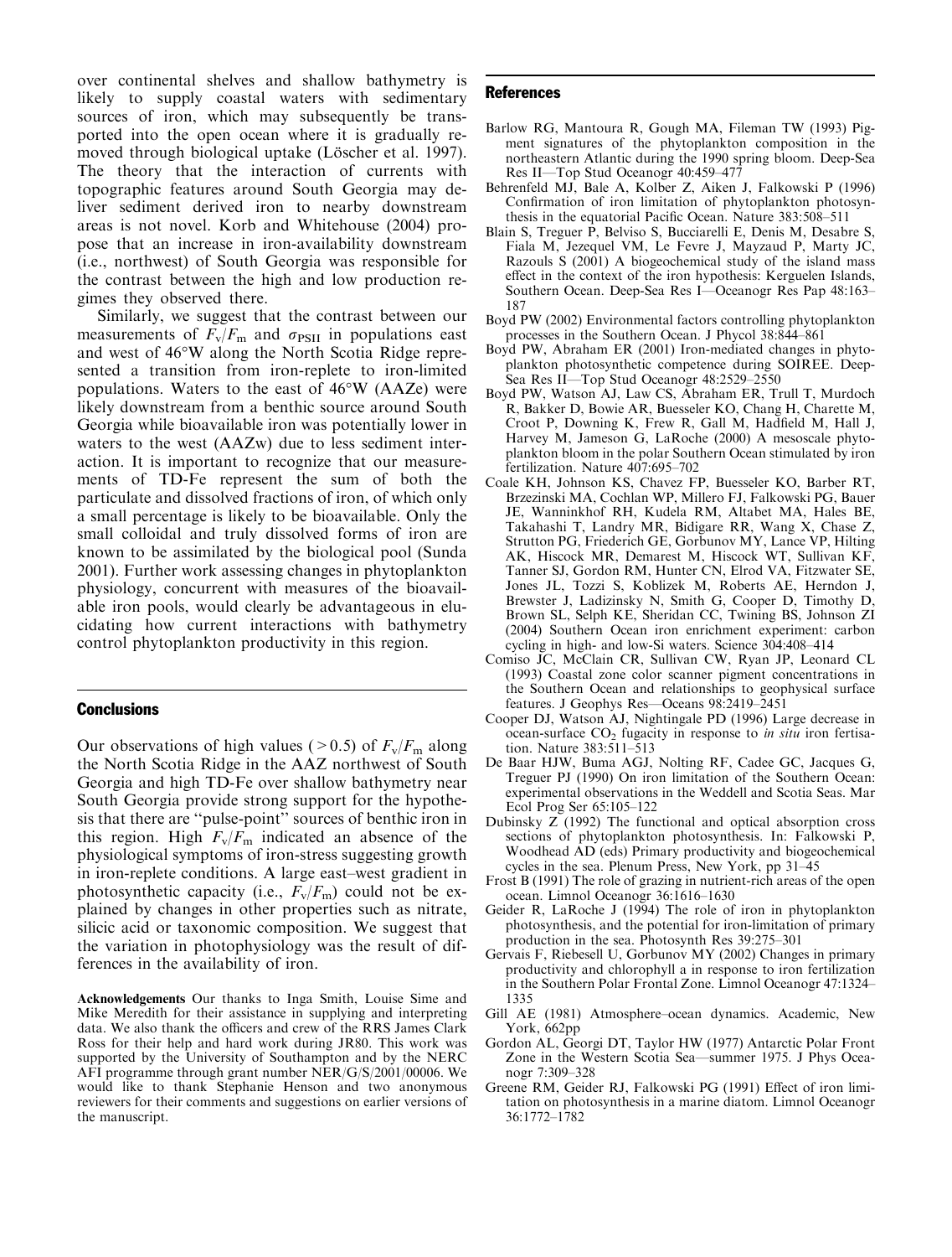over continental shelves and shallow bathymetry is likely to supply coastal waters with sedimentary sources of iron, which may subsequently be transported into the open ocean where it is gradually removed through biological uptake (Löscher et al. 1997). The theory that the interaction of currents with topographic features around South Georgia may deliver sediment derived iron to nearby downstream areas is not novel. Korb and Whitehouse (2004) propose that an increase in iron-availability downstream (i.e., northwest) of South Georgia was responsible for the contrast between the high and low production regimes they observed there.

Similarly, we suggest that the contrast between our measurements of $F_v/F_m$ and $\sigma_{PSII}$ in populations east and west of 46°W along the North Scotia Ridge represented a transition from iron-replete to iron-limited populations. Waters to the east of 46°W (AAZe) were likely downstream from a benthic source around South Georgia while bioavailable iron was potentially lower in waters to the west (AAZw) due to less sediment interaction. It is important to recognize that our measurements of TD-Fe represent the sum of both the particulate and dissolved fractions of iron, of which only a small percentage is likely to be bioavailable. Only the small colloidal and truly dissolved forms of iron are known to be assimilated by the biological pool (Sunda 2001). Further work assessing changes in phytoplankton physiology, concurrent with measures of the bioavailable iron pools, would clearly be advantageous in elucidating how current interactions with bathymetry control phytoplankton productivity in this region.

## Conclusions

Our observations of high values (>0.5) of $F_v/F_m$ along the North Scotia Ridge in the AAZ northwest of South Georgia and high TD-Fe over shallow bathymetry near South Georgia provide strong support for the hypothesis that there are "pulse-point" sources of benthic iron in this region. High $F_v/F_m$ indicated an absence of the physiological symptoms of iron-stress suggesting growth in iron-replete conditions. A large east–west gradient in photosynthetic capacity (i.e., $F_v/F_m$) could not be explained by changes in other properties such as nitrate, silicic acid or taxonomic composition. We suggest that the variation in photophysiology was the result of differences in the availability of iron.

**Acknowledgements** Our thanks to Inga Smith, Louise Sime and Mike Meredith for their assistance in supplying and interpreting data. We also thank the officers and crew of the RRS James Clark Ross for their help and hard work during JR80. This work was supported by the University of Southampton and by the NERC AFI programme through grant number NER/G/S/2001/00006. We would like to thank Stephanie Henson and two anonymous reviewers for their comments and suggestions on earlier versions of the manuscript.

## References

Barlow RG, Mantoura R, Gough MA, Fileman TW (1993) Pigment signatures of the phytoplankton composition in the northeastern Atlantic during the 1990 spring bloom. Deep-Sea Res II—Top Stud Oceanogr 40:459–477

Behrenfeld MJ, Bale A, Kolber Z, Aiken J, Falkowski P (1996) Confirmation of iron limitation of phytoplankton photosynthesis in the equatorial Pacific Ocean. Nature 383:508–511

Blain S, Treguer P, Belviso S, Bucciarelli E, Denis M, Desabre S, Fiala M, Jezequel VM, Le Fevre J, Mayzaud P, Marty JC, Razouls S (2001) A biogeochemical study of the island mass effect in the context of the iron hypothesis: Kerguelen Islands, Southern Ocean. Deep-Sea Res I—Oceanogr Res Pap 48:163–187

Boyd PW (2002) Environmental factors controlling phytoplankton processes in the Southern Ocean. J Phycol 38:844–861

Boyd PW, Abraham ER (2001) Iron-mediated changes in phytoplankton photosynthetic competence during SOIREE. Deep-Sea Res II—Top Stud Oceanogr 48:2529–2550

Boyd PW, Watson AJ, Law CS, Abraham ER, Trull T, Murdoch R, Bakker D, Bowie AR, Buesseler KO, Chang H, Charette M, Croot P, Downing K, Frew R, Gall M, Hadfield M, Hall J, Harvey M, Jameson G, LaRoche J (2000) A mesoscale phytoplankton bloom in the polar Southern Ocean stimulated by iron fertilization. Nature 407:695–702

Coale KH, Johnson KS, Chavez FP, Buesseler KO, Barber RT, Brzezinski MA, Cochlan WP, Millero FJ, Falkowski PG, Bauer JE, Wanninkhof RH, Kudela RM, Altabet MA, Hales BE, Takahashi T, Landry MR, Bidigare RR, Wang X, Chase Z, Strutton PG, Friederich GE, Gorbunov MY, Lance VP, Hilting AK, Hiscock MR, Demarest M, Hiscock WT, Sullivan KF, Tanner SJ, Gordon RM, Hunter CN, Elrod VA, Fitzwater SE, Jones JL, Tozzi S, Koblizek M, Roberts AE, Herndon J, Brewster J, Ladizinsky N, Smith G, Cooper D, Timothy D, Brown SL, Selph KE, Sheridan CC, Twining BS, Johnson ZI (2004) Southern Ocean iron enrichment experiment: carbon cycling in high- and low-Si waters. Science 304:408–414

Comiso JC, McClain CR, Sullivan CW, Ryan JP, Leonard CL (1993) Coastal zone color scanner pigment concentrations in the Southern Ocean and relationships to geophysical surface features. J Geophys Res—Oceans 98:2419–2451

Cooper DJ, Watson AJ, Nightingale PD (1996) Large decrease in ocean-surface $CO_2$ fugacity in response to *in situ* iron fertisation. Nature 383:511–513

De Baar HJW, Buma AGJ, Nolting RF, Cadee GC, Jacques G, Treguer PJ (1990) On iron limitation of the Southern Ocean: experimental observations in the Weddell and Scotia Seas. Mar Ecol Prog Ser 65:105–122

Dubinsky Z (1992) The functional and optical absorption cross sections of phytoplankton photosynthesis. In: Falkowski P, Woodhead AD (eds) Primary productivity and biogeochemical cycles in the sea. Plenum Press, New York, pp 31–45

Frost B (1991) The role of grazing in nutrient-rich areas of the open ocean. Limnol Oceanogr 36:1616–1630

Geider R, LaRoche J (1994) The role of iron in phytoplankton photosynthesis, and the potential for iron-limitation of primary production in the sea. Photosynth Res 39:275–301

Gervais F, Riebesell U, Gorbunov MY (2002) Changes in primary productivity and chlorophyll a in response to iron fertilization in the Southern Polar Frontal Zone. Limnol Oceanogr 47:1324–1335

Gill AE (1981) Atmosphere–ocean dynamics. Academic, New York, 662pp

Gordon AL, Georgi DT, Taylor HW (1977) Antarctic Polar Front Zone in the Western Scotia Sea—summer 1975. J Phys Oceanogr 7:309–328

Greene RM, Geider RJ, Falkowski PG (1991) Effect of iron limitation on photosynthesis in a marine diatom. Limnol Oceanogr 36:1772–1782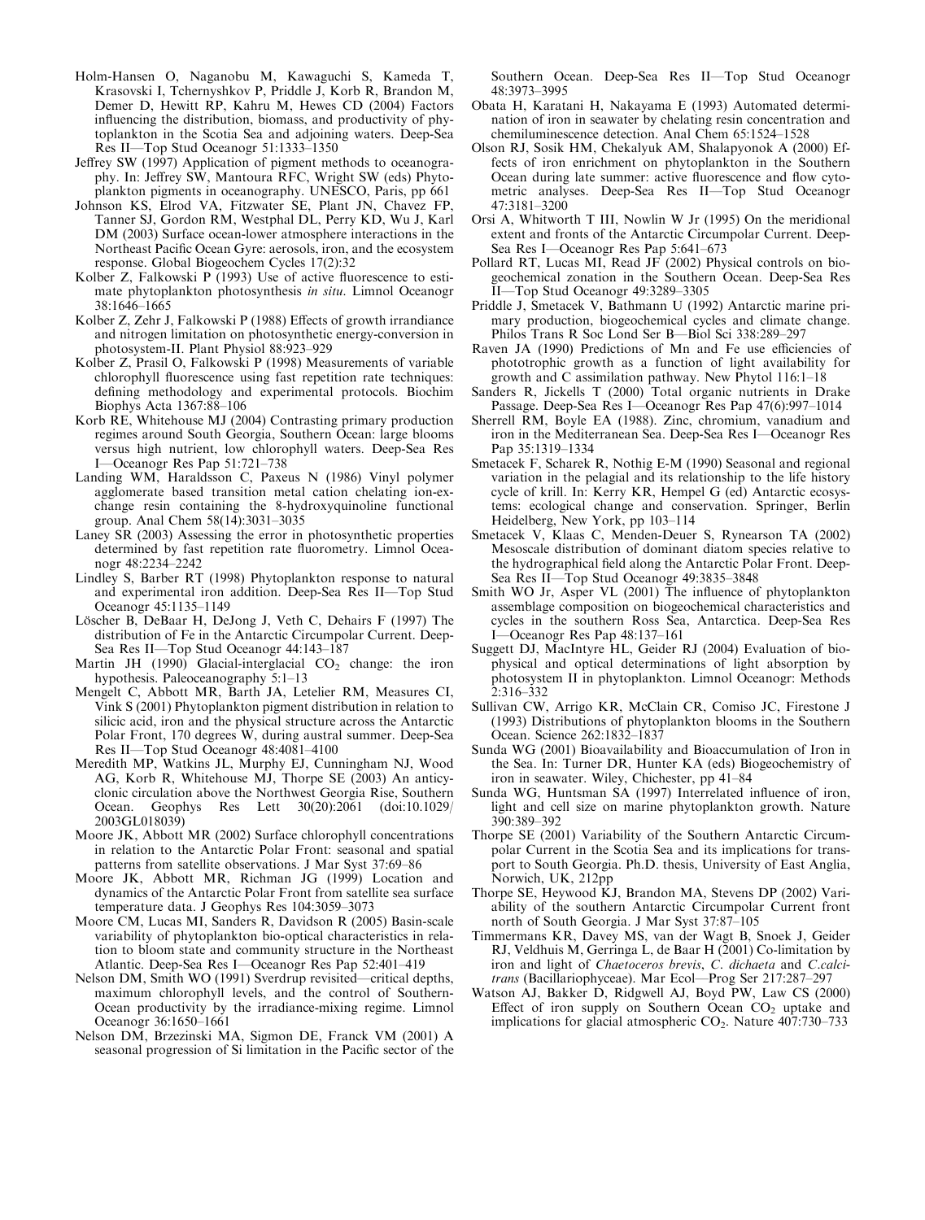Holm-Hansen O, Naganobu M, Kawaguchi S, Kameda T, Krasovski I, Tchernyshkov P, Priddle J, Korb R, Brandon M, Demer D, Hewitt RP, Kahru M, Hewes CD (2004) Factors influencing the distribution, biomass, and productivity of phytoplankton in the Scotia Sea and adjoining waters. Deep-Sea Res II—Top Stud Oceanogr 51:1333–1350

Jeffrey SW (1997) Application of pigment methods to oceanography. In: Jeffrey SW, Mantoura RFC, Wright SW (eds) Phytoplankton pigments in oceanography. UNESCO, Paris, pp 661

Johnson KS, Elrod VA, Fitzwater SE, Plant JN, Chavez FP, Tanner SJ, Gordon RM, Westphal DL, Perry KD, Wu J, Karl DM (2003) Surface ocean-lower atmosphere interactions in the Northeast Pacific Ocean Gyre: aerosols, iron, and the ecosystem response. Global Biogeochem Cycles 17(2):32

Kolber Z, Falkowski P (1993) Use of active fluorescence to estimate phytoplankton photosynthesis *in situ*. Limnol Oceanogr 38:1646–1665

Kolber Z, Zehr J, Falkowski P (1988) Effects of growth irrandiance and nitrogen limitation on photosynthetic energy-conversion in photosystem-II. Plant Physiol 88:923–929

Kolber Z, Prasil O, Falkowski P (1998) Measurements of variable chlorophyll fluorescence using fast repetition rate techniques: defining methodology and experimental protocols. Biochim Biophys Acta 1367:88–106

Korb RE, Whitehouse MJ (2004) Contrasting primary production regimes around South Georgia, Southern Ocean: large blooms versus high nutrient, low chlorophyll waters. Deep-Sea Res I—Oceanogr Res Pap 51:721–738

Landing WM, Haraldsson C, Paxeus N (1986) Vinyl polymer agglomerate based transition metal cation chelating ion-exchange resin containing the 8-hydroxyquinoline functional group. Anal Chem 58(14):3031–3035

Laney SR (2003) Assessing the error in photosynthetic properties determined by fast repetition rate fluorometry. Limnol Oceanogr 48:2234–2242

Lindley S, Barber RT (1998) Phytoplankton response to natural and experimental iron addition. Deep-Sea Res II—Top Stud Oceanogr 45:1135–1149

Löscher B, DeBaar H, DeJong J, Veth C, Dehairs F (1997) The distribution of Fe in the Antarctic Circumpolar Current. Deep-Sea Res II—Top Stud Oceanogr 44:143–187

Martin JH (1990) Glacial-interglacial $CO_2$ change: the iron hypothesis. Paleoceanography 5:1–13

Mengelt C, Abbott MR, Barth JA, Letelier RM, Measures CI, Vink S (2001) Phytoplankton pigment distribution in relation to silicic acid, iron and the physical structure across the Antarctic Polar Front, 170 degrees W, during austral summer. Deep-Sea Res II—Top Stud Oceanogr 48:4081–4100

Meredith MP, Watkins JL, Murphy EJ, Cunningham NJ, Wood AG, Korb R, Whitehouse MJ, Thorpe SE (2003) An anticyclonic circulation above the Northwest Georgia Rise, Southern Ocean. Geophys Res Lett 30(20):2061 (doi:10.1029/2003GL018039)

Moore JK, Abbott MR (2002) Surface chlorophyll concentrations in relation to the Antarctic Polar Front: seasonal and spatial patterns from satellite observations. J Mar Syst 37:69–86

Moore JK, Abbott MR, Richman JG (1999) Location and dynamics of the Antarctic Polar Front from satellite sea surface temperature data. J Geophys Res 104:3059–3073

Moore CM, Lucas MI, Sanders R, Davidson R (2005) Basin-scale variability of phytoplankton bio-optical characteristics in relation to bloom state and community structure in the Northeast Atlantic. Deep-Sea Res I—Oceanogr Res Pap 52:401–419

Nelson DM, Smith WO (1991) Sverdrup revisited—critical depths, maximum chlorophyll levels, and the control of Southern-Ocean productivity by the irradiance-mixing regime. Limnol Oceanogr 36:1650–1661

Nelson DM, Brzezinski MA, Sigmon DE, Franck VM (2001) A seasonal progression of Si limitation in the Pacific sector of the Southern Ocean. Deep-Sea Res II—Top Stud Oceanogr 48:3973–3995

Obata H, Karatani H, Nakayama E (1993) Automated determination of iron in seawater by chelating resin concentration and chemiluminescence detection. Anal Chem 65:1524–1528

Olson RJ, Sosik HM, Chekalyuk AM, Shalapyonok A (2000) Effects of iron enrichment on phytoplankton in the Southern Ocean during late summer: active fluorescence and flow cytometric analyses. Deep-Sea Res II—Top Stud Oceanogr 47:3181–3200

Orsi A, Whitworth T III, Nowlin W Jr (1995) On the meridional extent and fronts of the Antarctic Circumpolar Current. Deep-Sea Res I—Oceanogr Res Pap 5:641–673

Pollard RT, Lucas MI, Read JF (2002) Physical controls on biogeochemical zonation in the Southern Ocean. Deep-Sea Res II—Top Stud Oceanogr 49:3289–3305

Priddle J, Smetacek V, Bathmann U (1992) Antarctic marine primary production, biogeochemical cycles and climate change. Philos Trans R Soc Lond Ser B—Biol Sci 338:289–297

Raven JA (1990) Predictions of Mn and Fe use efficiencies of phototrophic growth as a function of light availability for growth and C assimilation pathway. New Phytol 116:1–18

Sanders R, Jickells T (2000) Total organic nutrients in Drake Passage. Deep-Sea Res I—Oceanogr Res Pap 47(6):997–1014

Sherrell RM, Boyle EA (1988). Zinc, chromium, vanadium and iron in the Mediterranean Sea. Deep-Sea Res I—Oceanogr Res Pap 35:1319–1334

Smetacek F, Scharek R, Nothig E-M (1990) Seasonal and regional variation in the pelagial and its relationship to the life history cycle of krill. In: Kerry KR, Hempel G (ed) Antarctic ecosystems: ecological change and conservation. Springer, Berlin Heidelberg, New York, pp 103–114

Smetacek V, Klaas C, Menden-Deuer S, Rynearson TA (2002) Mesoscale distribution of dominant diatom species relative to the hydrographical field along the Antarctic Polar Front. Deep-Sea Res II—Top Stud Oceanogr 49:3835–3848

Smith WO Jr, Asper VL (2001) The influence of phytoplankton assemblage composition on biogeochemical characteristics and cycles in the southern Ross Sea, Antarctica. Deep-Sea Res I—Oceanogr Res Pap 48:137–161

Suggett DJ, MacIntyre HL, Geider RJ (2004) Evaluation of biophysical and optical determinations of light absorption by photosystem II in phytoplankton. Limnol Oceanogr: Methods 2:316–332

Sullivan CW, Arrigo KR, McClain CR, Comiso JC, Firestone J (1993) Distributions of phytoplankton blooms in the Southern Ocean. Science 262:1832–1837

Sunda WG (2001) Bioavailability and Bioaccumulation of Iron in the Sea. In: Turner DR, Hunter KA (eds) Biogeochemistry of iron in seawater. Wiley, Chichester, pp 41–84

Sunda WG, Huntsman SA (1997) Interrelated influence of iron, light and cell size on marine phytoplankton growth. Nature 390:389–392

Thorpe SE (2001) Variability of the Southern Antarctic Circumpolar Current in the Scotia Sea and its implications for transport to South Georgia. Ph.D. thesis, University of East Anglia, Norwich, UK, 212pp

Thorpe SE, Heywood KJ, Brandon MA, Stevens DP (2002) Variability of the southern Antarctic Circumpolar Current front north of South Georgia. J Mar Syst 37:87–105

Timmermans KR, Davey MS, van der Wagt B, Snoek J, Geider RJ, Veldhuis M, Gerringa L, de Baar H (2001) Co-limitation by iron and light of *Chaetoceros brevis*, *C. dichaeta* and *C.calcitrans* (Bacillariophyceae). Mar Ecol—Prog Ser 217:287–297

Watson AJ, Bakker D, Ridgwell AJ, Boyd PW, Law CS (2000) Effect of iron supply on Southern Ocean $CO_2$ uptake and implications for glacial atmospheric $CO_2$. Nature 407:730–733